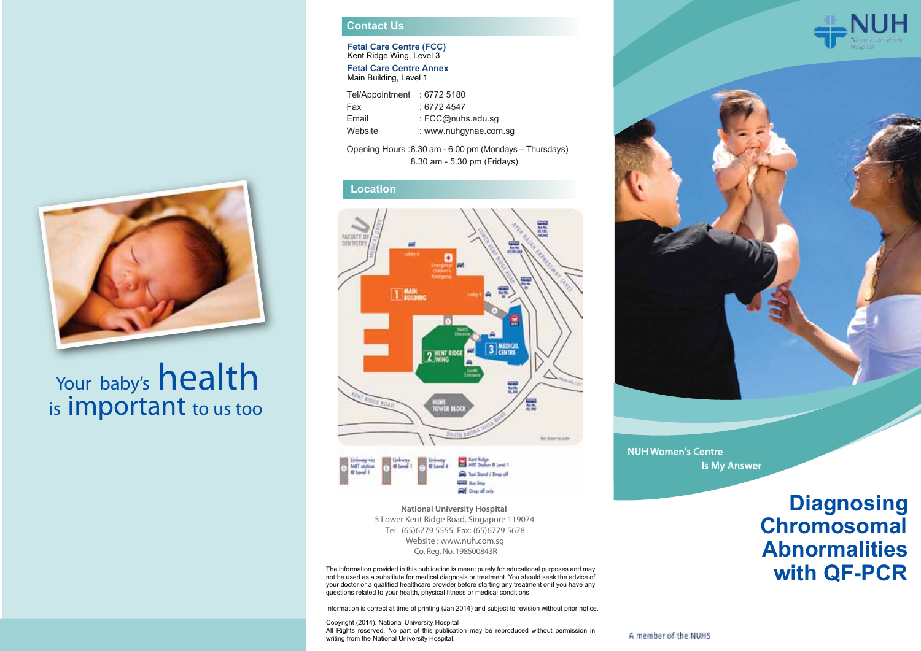Your baby's **health** is **important** to us too

## Contact Us

**Fetal Care Centre (FCC)**
Kent Ridge Wing, Level 3

**Fetal Care Centre Annex**
Main Building, Level 1

| | |
|---|---|
| Tel/Appointment | : 6772 5180 |
| Fax | : 6772 4547 |
| Email | : FCC@nuhs.edu.sg |
| Website | : www.nuhgynae.com.sg |

Opening Hours : 8.30 am - 6.00 pm (Mondays – Thursdays)
8.30 am - 5.30 pm (Fridays)

## Location

**National University Hospital**
5 Lower Kent Ridge Road, Singapore 119074
Tel: (65)6779 5555 Fax: (65)6779 5678
Website : www.nuh.com.sg
Co. Reg. No. 198500843R

The information provided in this publication is meant purely for educational purposes and may not be used as a substitute for medical diagnosis or treatment. You should seek the advice of your doctor or a qualified healthcare provider before starting any treatment or if you have any questions related to your health, physical fitness or medical conditions.

Information is correct at time of printing (Jan 2014) and subject to revision without prior notice.

Copyright (2014). National University Hospital
All Rights reserved. No part of this publication may be reproduced without permission in writing from the National University Hospital.

NUH
National University Hospital

NUH Women's Centre
Is My Answer

# Diagnosing Chromosomal Abnormalities with QF-PCR

A member of the NUHS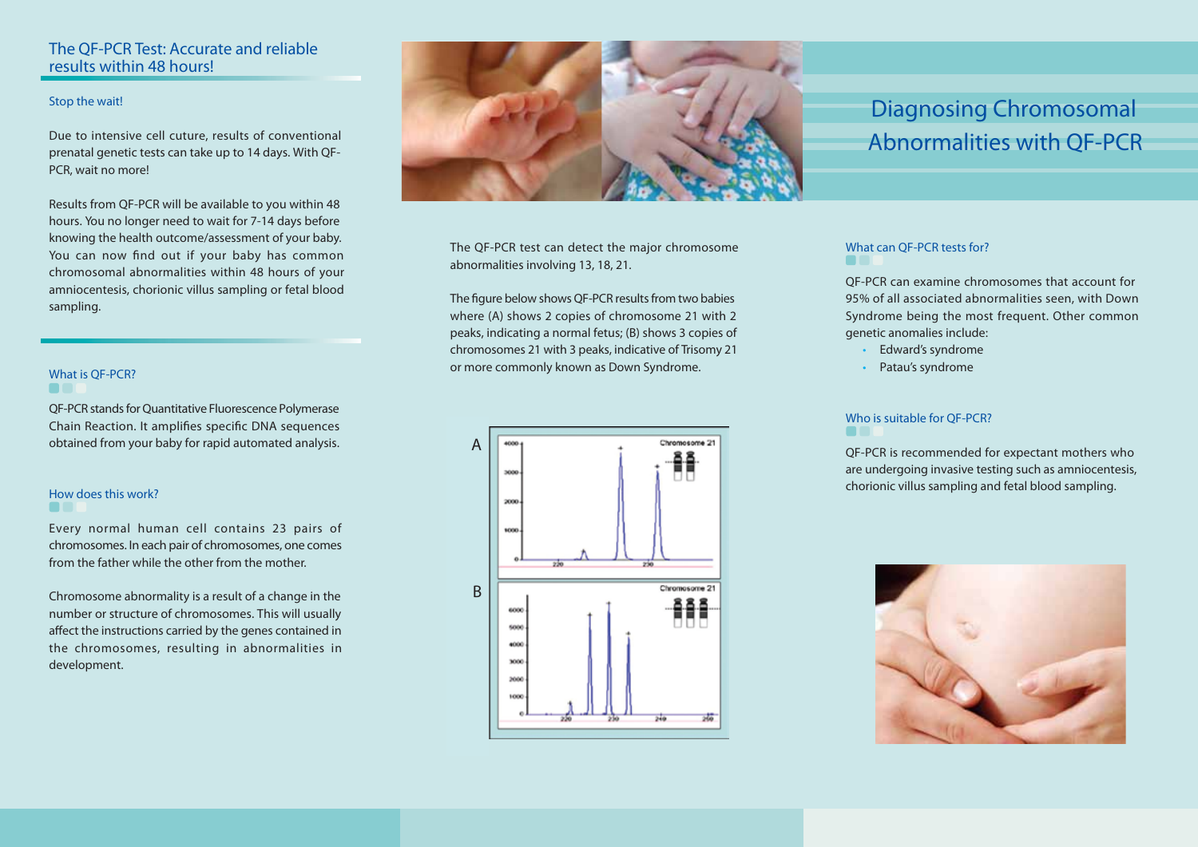## The QF-PCR Test: Accurate and reliable results within 48 hours!

### Stop the wait!

Due to intensive cell cuture, results of conventional prenatal genetic tests can take up to 14 days. With QF-PCR, wait no more!

Results from QF-PCR will be available to you within 48 hours. You no longer need to wait for 7-14 days before knowing the health outcome/assessment of your baby. You can now find out if your baby has common chromosomal abnormalities within 48 hours of your amniocentesis, chorionic villus sampling or fetal blood sampling.

### What is QF-PCR?

QF-PCR stands for Quantitative Fluorescence Polymerase Chain Reaction. It amplifies specific DNA sequences obtained from your baby for rapid automated analysis.

### How does this work?

Every normal human cell contains 23 pairs of chromosomes. In each pair of chromosomes, one comes from the father while the other from the mother.

Chromosome abnormality is a result of a change in the number or structure of chromosomes. This will usually affect the instructions carried by the genes contained in the chromosomes, resulting in abnormalities in development.

The QF-PCR test can detect the major chromosome abnormalities involving 13, 18, 21.

The figure below shows QF-PCR results from two babies where (A) shows 2 copies of chromosome 21 with 2 peaks, indicating a normal fetus; (B) shows 3 copies of chromosomes 21 with 3 peaks, indicative of Trisomy 21 or more commonly known as Down Syndrome.

A

Chromosome 21

4000
3000
2000
1000
0
220
230

B

Chromosome 21

6000
5000
4000
3000
2000
1000
0
220
230
240
250

# Diagnosing Chromosomal Abnormalities with QF-PCR

### What can QF-PCR tests for?

QF-PCR can examine chromosomes that account for 95% of all associated abnormalities seen, with Down Syndrome being the most frequent. Other common genetic anomalies include:

- Edward's syndrome
- Patau's syndrome

### Who is suitable for QF-PCR?

QF-PCR is recommended for expectant mothers who are undergoing invasive testing such as amniocentesis, chorionic villus sampling and fetal blood sampling.